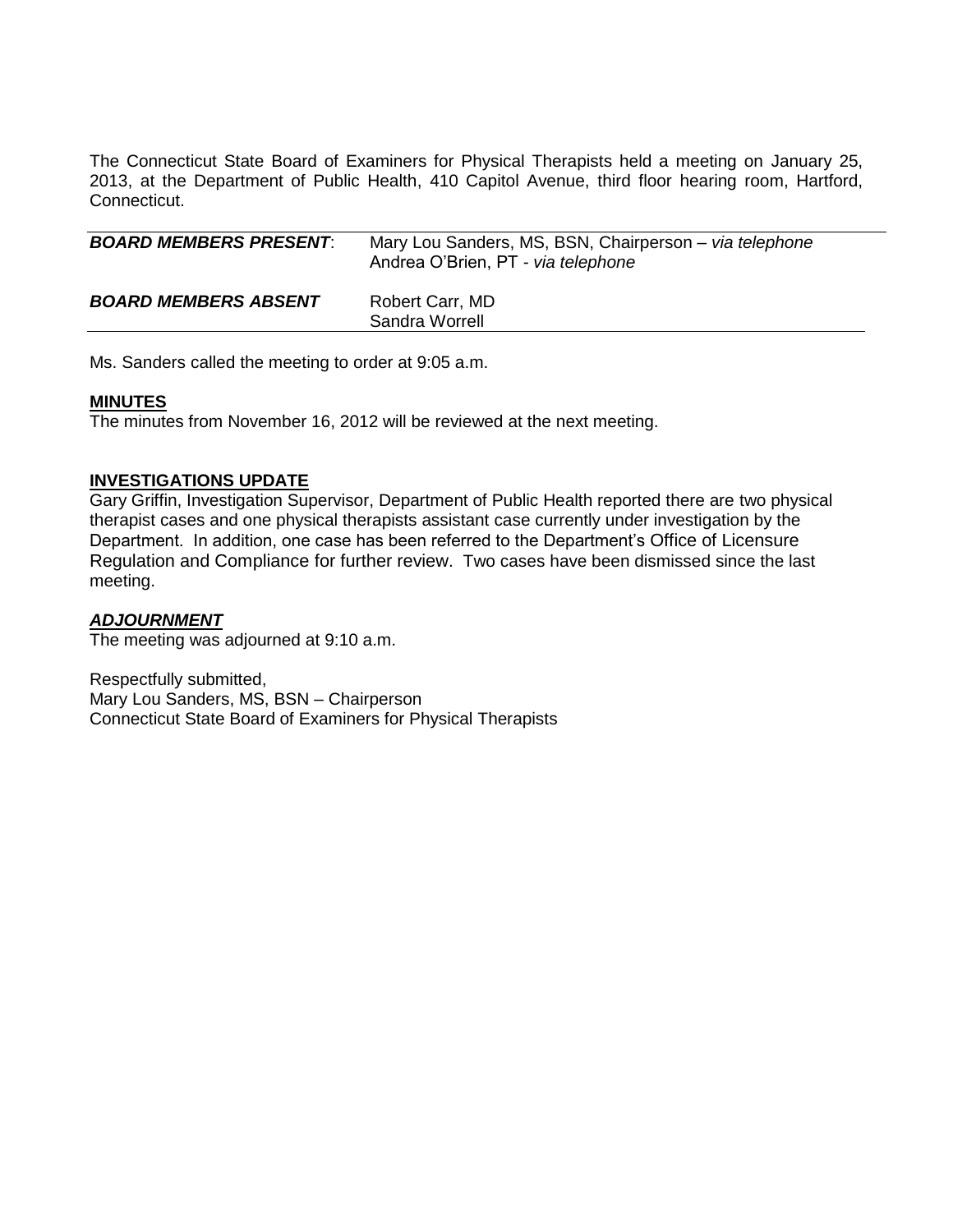The Connecticut State Board of Examiners for Physical Therapists held a meeting on January 25, 2013, at the Department of Public Health, 410 Capitol Avenue, third floor hearing room, Hartford, Connecticut.

| | |
|---|---|
| ***BOARD MEMBERS PRESENT*:** | Mary Lou Sanders, MS, BSN, Chairperson – *via telephone*<br>Andrea O'Brien, PT - *via telephone* |
| ***BOARD MEMBERS ABSENT*** | Robert Carr, MD<br>Sandra Worrell |

Ms. Sanders called the meeting to order at 9:05 a.m.

**MINUTES**

The minutes from November 16, 2012 will be reviewed at the next meeting.

**INVESTIGATIONS UPDATE**

Gary Griffin, Investigation Supervisor, Department of Public Health reported there are two physical therapist cases and one physical therapists assistant case currently under investigation by the Department. In addition, one case has been referred to the Department's Office of Licensure Regulation and Compliance for further review. Two cases have been dismissed since the last meeting.

***ADJOURNMENT***

The meeting was adjourned at 9:10 a.m.

Respectfully submitted,
Mary Lou Sanders, MS, BSN – Chairperson
Connecticut State Board of Examiners for Physical Therapists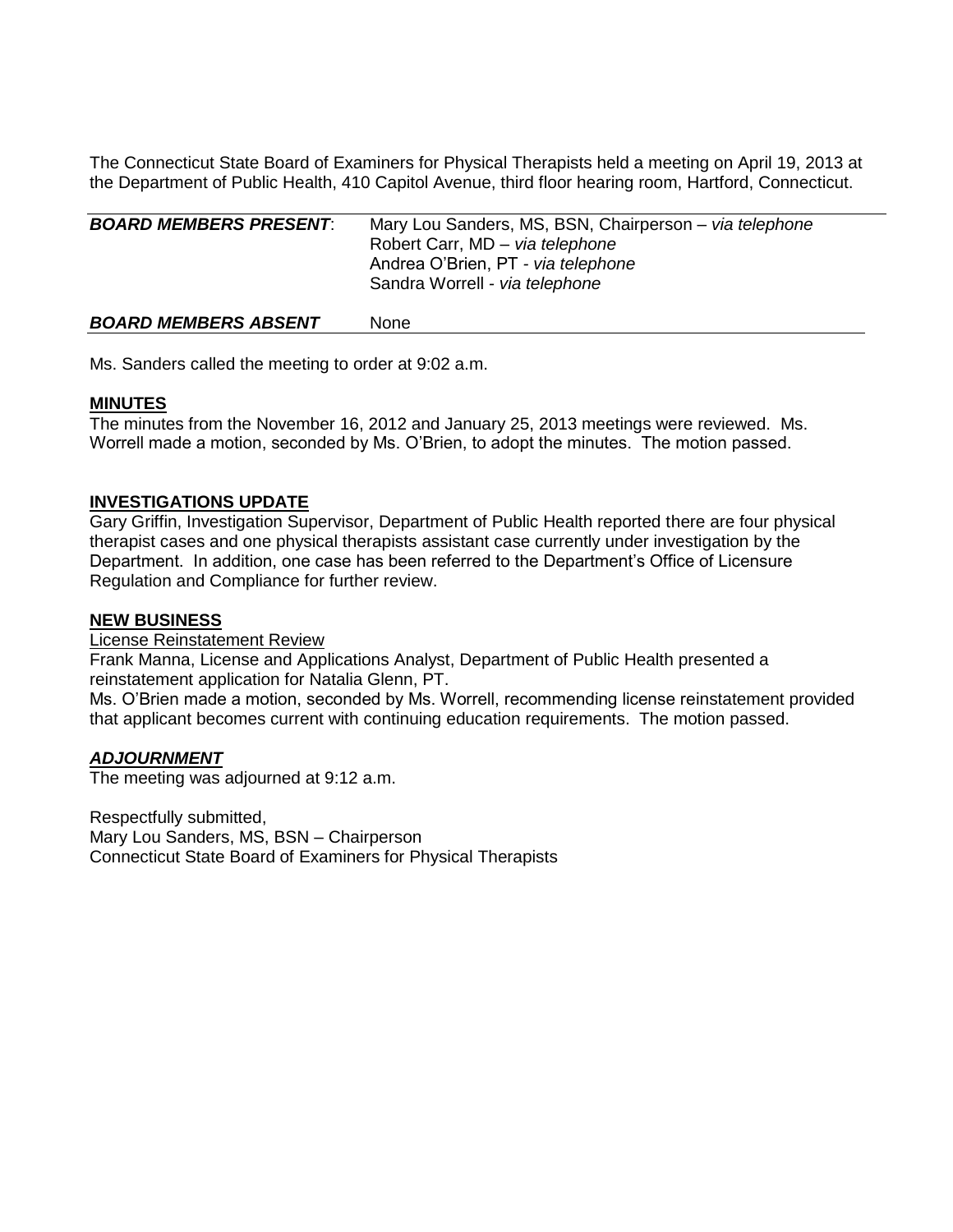The Connecticut State Board of Examiners for Physical Therapists held a meeting on April 19, 2013 at the Department of Public Health, 410 Capitol Avenue, third floor hearing room, Hartford, Connecticut.

| | |
|---|---|
| ***BOARD MEMBERS PRESENT*:** | Mary Lou Sanders, MS, BSN, Chairperson – *via telephone*<br>Robert Carr, MD – *via telephone*<br>Andrea O'Brien, PT - *via telephone*<br>Sandra Worrell - *via telephone* |
| ***BOARD MEMBERS ABSENT*** | None |

Ms. Sanders called the meeting to order at 9:02 a.m.

**MINUTES**

The minutes from the November 16, 2012 and January 25, 2013 meetings were reviewed. Ms. Worrell made a motion, seconded by Ms. O'Brien, to adopt the minutes. The motion passed.

**INVESTIGATIONS UPDATE**

Gary Griffin, Investigation Supervisor, Department of Public Health reported there are four physical therapist cases and one physical therapists assistant case currently under investigation by the Department. In addition, one case has been referred to the Department's Office of Licensure Regulation and Compliance for further review.

**NEW BUSINESS**

License Reinstatement Review

Frank Manna, License and Applications Analyst, Department of Public Health presented a reinstatement application for Natalia Glenn, PT.

Ms. O'Brien made a motion, seconded by Ms. Worrell, recommending license reinstatement provided that applicant becomes current with continuing education requirements. The motion passed.

***ADJOURNMENT***

The meeting was adjourned at 9:12 a.m.

Respectfully submitted,
Mary Lou Sanders, MS, BSN – Chairperson
Connecticut State Board of Examiners for Physical Therapists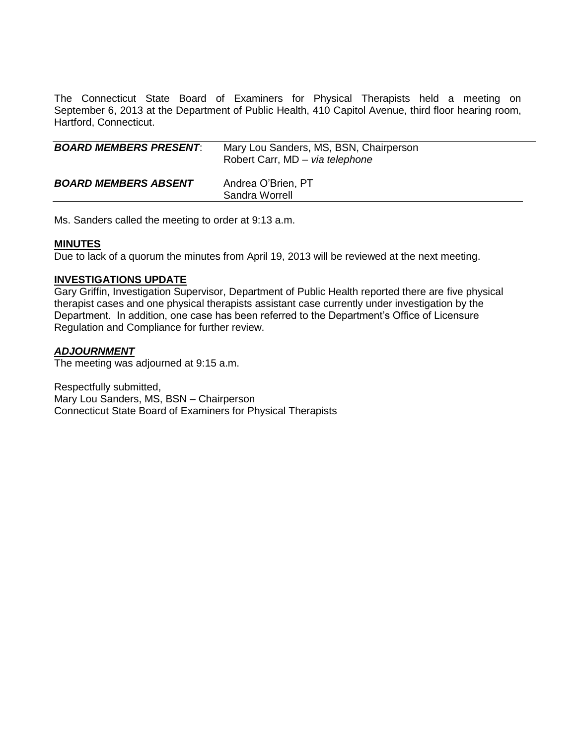The Connecticut State Board of Examiners for Physical Therapists held a meeting on September 6, 2013 at the Department of Public Health, 410 Capitol Avenue, third floor hearing room, Hartford, Connecticut.

| | |
|---|---|
| ***BOARD MEMBERS PRESENT*:** | Mary Lou Sanders, MS, BSN, Chairperson<br>Robert Carr, MD – *via telephone* |
| ***BOARD MEMBERS ABSENT*** | Andrea O'Brien, PT<br>Sandra Worrell |

Ms. Sanders called the meeting to order at 9:13 a.m.

**MINUTES**

Due to lack of a quorum the minutes from April 19, 2013 will be reviewed at the next meeting.

**INVESTIGATIONS UPDATE**

Gary Griffin, Investigation Supervisor, Department of Public Health reported there are five physical therapist cases and one physical therapists assistant case currently under investigation by the Department. In addition, one case has been referred to the Department's Office of Licensure Regulation and Compliance for further review.

***ADJOURNMENT***

The meeting was adjourned at 9:15 a.m.

Respectfully submitted,
Mary Lou Sanders, MS, BSN – Chairperson
Connecticut State Board of Examiners for Physical Therapists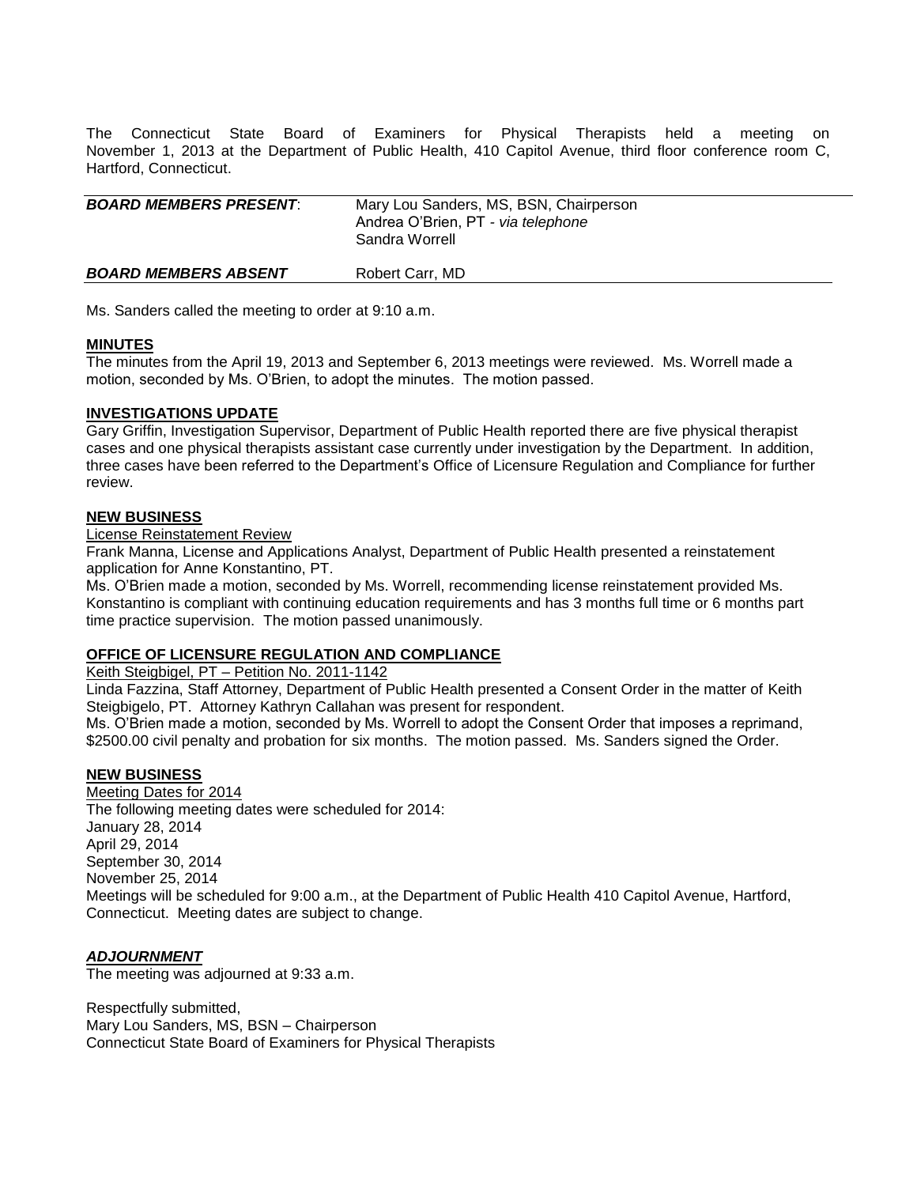The Connecticut State Board of Examiners for Physical Therapists held a meeting on November 1, 2013 at the Department of Public Health, 410 Capitol Avenue, third floor conference room C, Hartford, Connecticut.

| | |
|---|---|
| ***BOARD MEMBERS PRESENT*:** | Mary Lou Sanders, MS, BSN, Chairperson<br>Andrea O'Brien, PT - *via telephone*<br>Sandra Worrell |
| ***BOARD MEMBERS ABSENT*** | Robert Carr, MD |

Ms. Sanders called the meeting to order at 9:10 a.m.

**MINUTES**

The minutes from the April 19, 2013 and September 6, 2013 meetings were reviewed. Ms. Worrell made a motion, seconded by Ms. O'Brien, to adopt the minutes. The motion passed.

**INVESTIGATIONS UPDATE**

Gary Griffin, Investigation Supervisor, Department of Public Health reported there are five physical therapist cases and one physical therapists assistant case currently under investigation by the Department. In addition, three cases have been referred to the Department's Office of Licensure Regulation and Compliance for further review.

**NEW BUSINESS**

License Reinstatement Review

Frank Manna, License and Applications Analyst, Department of Public Health presented a reinstatement application for Anne Konstantino, PT.

Ms. O'Brien made a motion, seconded by Ms. Worrell, recommending license reinstatement provided Ms. Konstantino is compliant with continuing education requirements and has 3 months full time or 6 months part time practice supervision. The motion passed unanimously.

**OFFICE OF LICENSURE REGULATION AND COMPLIANCE**

Keith Steigbigel, PT – Petition No. 2011-1142

Linda Fazzina, Staff Attorney, Department of Public Health presented a Consent Order in the matter of Keith Steigbigelo, PT. Attorney Kathryn Callahan was present for respondent.

Ms. O'Brien made a motion, seconded by Ms. Worrell to adopt the Consent Order that imposes a reprimand, $2500.00 civil penalty and probation for six months. The motion passed. Ms. Sanders signed the Order.

**NEW BUSINESS**

Meeting Dates for 2014

The following meeting dates were scheduled for 2014:
January 28, 2014
April 29, 2014
September 30, 2014
November 25, 2014

Meetings will be scheduled for 9:00 a.m., at the Department of Public Health 410 Capitol Avenue, Hartford, Connecticut. Meeting dates are subject to change.

***ADJOURNMENT***

The meeting was adjourned at 9:33 a.m.

Respectfully submitted,
Mary Lou Sanders, MS, BSN – Chairperson
Connecticut State Board of Examiners for Physical Therapists